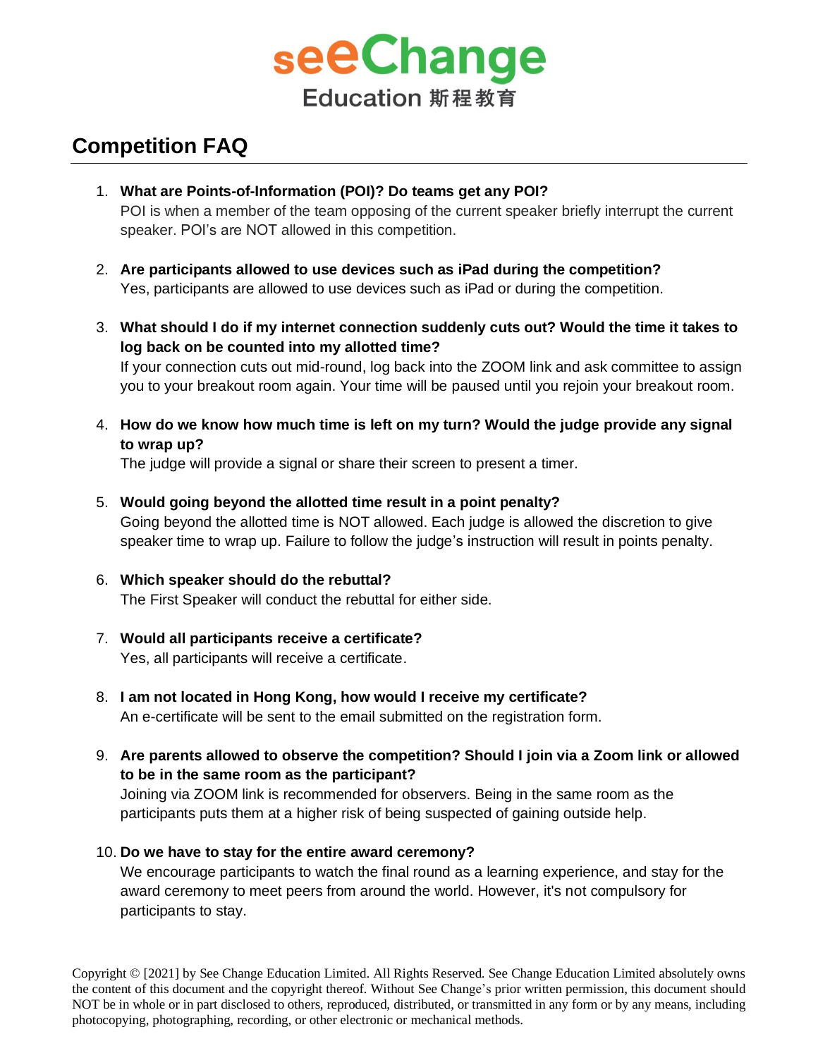seeChange

Education 斯程教育

## Competition FAQ

1. **What are Points-of-Information (POI)? Do teams get any POI?**
   POI is when a member of the team opposing of the current speaker briefly interrupt the current speaker. POI's are NOT allowed in this competition.

2. **Are participants allowed to use devices such as iPad during the competition?**
   Yes, participants are allowed to use devices such as iPad or during the competition.

3. **What should I do if my internet connection suddenly cuts out? Would the time it takes to log back on be counted into my allotted time?**
   If your connection cuts out mid-round, log back into the ZOOM link and ask committee to assign you to your breakout room again. Your time will be paused until you rejoin your breakout room.

4. **How do we know how much time is left on my turn? Would the judge provide any signal to wrap up?**
   The judge will provide a signal or share their screen to present a timer.

5. **Would going beyond the allotted time result in a point penalty?**
   Going beyond the allotted time is NOT allowed. Each judge is allowed the discretion to give speaker time to wrap up. Failure to follow the judge's instruction will result in points penalty.

6. **Which speaker should do the rebuttal?**
   The First Speaker will conduct the rebuttal for either side.

7. **Would all participants receive a certificate?**
   Yes, all participants will receive a certificate.

8. **I am not located in Hong Kong, how would I receive my certificate?**
   An e-certificate will be sent to the email submitted on the registration form.

9. **Are parents allowed to observe the competition? Should I join via a Zoom link or allowed to be in the same room as the participant?**
   Joining via ZOOM link is recommended for observers. Being in the same room as the participants puts them at a higher risk of being suspected of gaining outside help.

10. **Do we have to stay for the entire award ceremony?**
    We encourage participants to watch the final round as a learning experience, and stay for the award ceremony to meet peers from around the world. However, it's not compulsory for participants to stay.

Copyright © [2021] by See Change Education Limited. All Rights Reserved. See Change Education Limited absolutely owns the content of this document and the copyright thereof. Without See Change's prior written permission, this document should NOT be in whole or in part disclosed to others, reproduced, distributed, or transmitted in any form or by any means, including photocopying, photographing, recording, or other electronic or mechanical methods.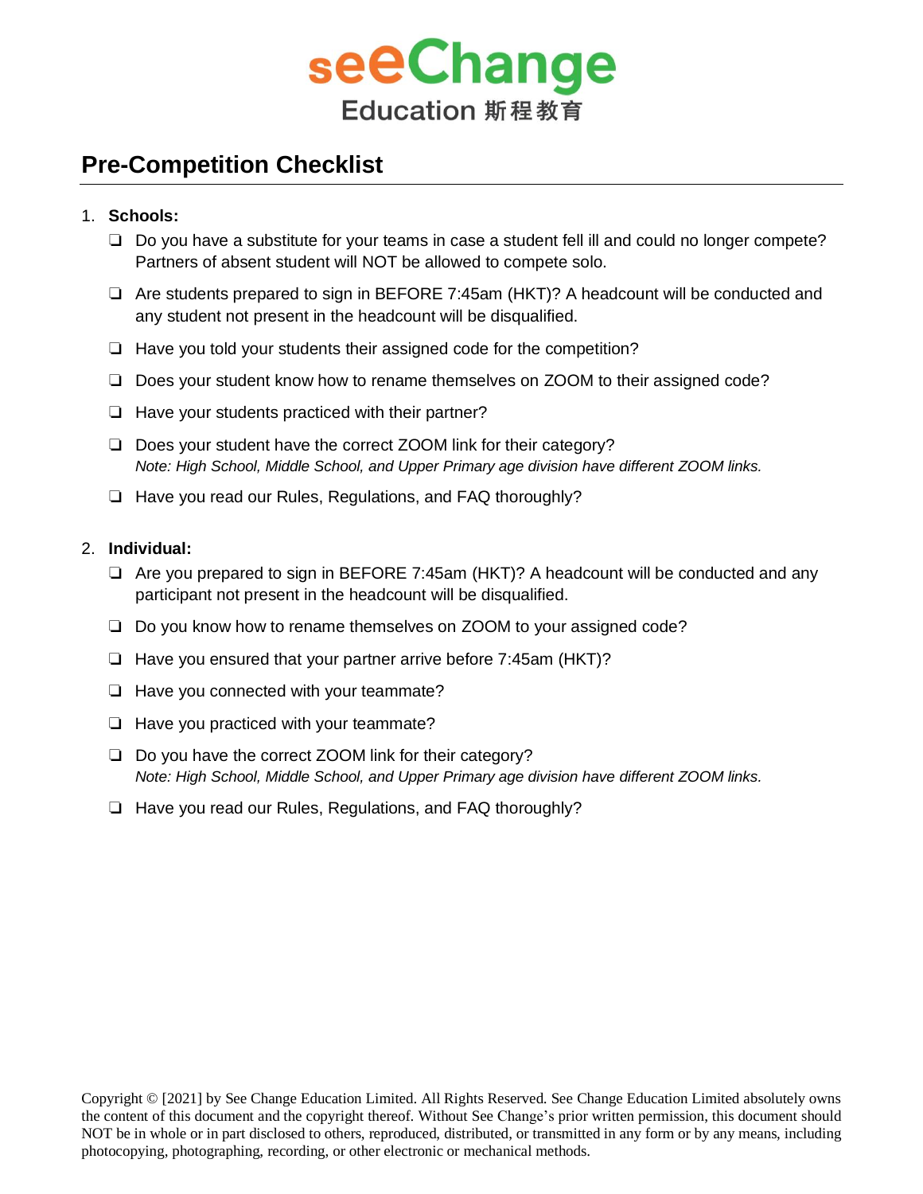seeChange

Education 斯程教育

# Pre-Competition Checklist

1. **Schools:**
   - ❑ Do you have a substitute for your teams in case a student fell ill and could no longer compete? Partners of absent student will NOT be allowed to compete solo.
   - ❑ Are students prepared to sign in BEFORE 7:45am (HKT)? A headcount will be conducted and any student not present in the headcount will be disqualified.
   - ❑ Have you told your students their assigned code for the competition?
   - ❑ Does your student know how to rename themselves on ZOOM to their assigned code?
   - ❑ Have your students practiced with their partner?
   - ❑ Does your student have the correct ZOOM link for their category?
     *Note: High School, Middle School, and Upper Primary age division have different ZOOM links.*
   - ❑ Have you read our Rules, Regulations, and FAQ thoroughly?

2. **Individual:**
   - ❑ Are you prepared to sign in BEFORE 7:45am (HKT)? A headcount will be conducted and any participant not present in the headcount will be disqualified.
   - ❑ Do you know how to rename themselves on ZOOM to your assigned code?
   - ❑ Have you ensured that your partner arrive before 7:45am (HKT)?
   - ❑ Have you connected with your teammate?
   - ❑ Have you practiced with your teammate?
   - ❑ Do you have the correct ZOOM link for their category?
     *Note: High School, Middle School, and Upper Primary age division have different ZOOM links.*
   - ❑ Have you read our Rules, Regulations, and FAQ thoroughly?

Copyright © [2021] by See Change Education Limited. All Rights Reserved. See Change Education Limited absolutely owns the content of this document and the copyright thereof. Without See Change's prior written permission, this document should NOT be in whole or in part disclosed to others, reproduced, distributed, or transmitted in any form or by any means, including photocopying, photographing, recording, or other electronic or mechanical methods.